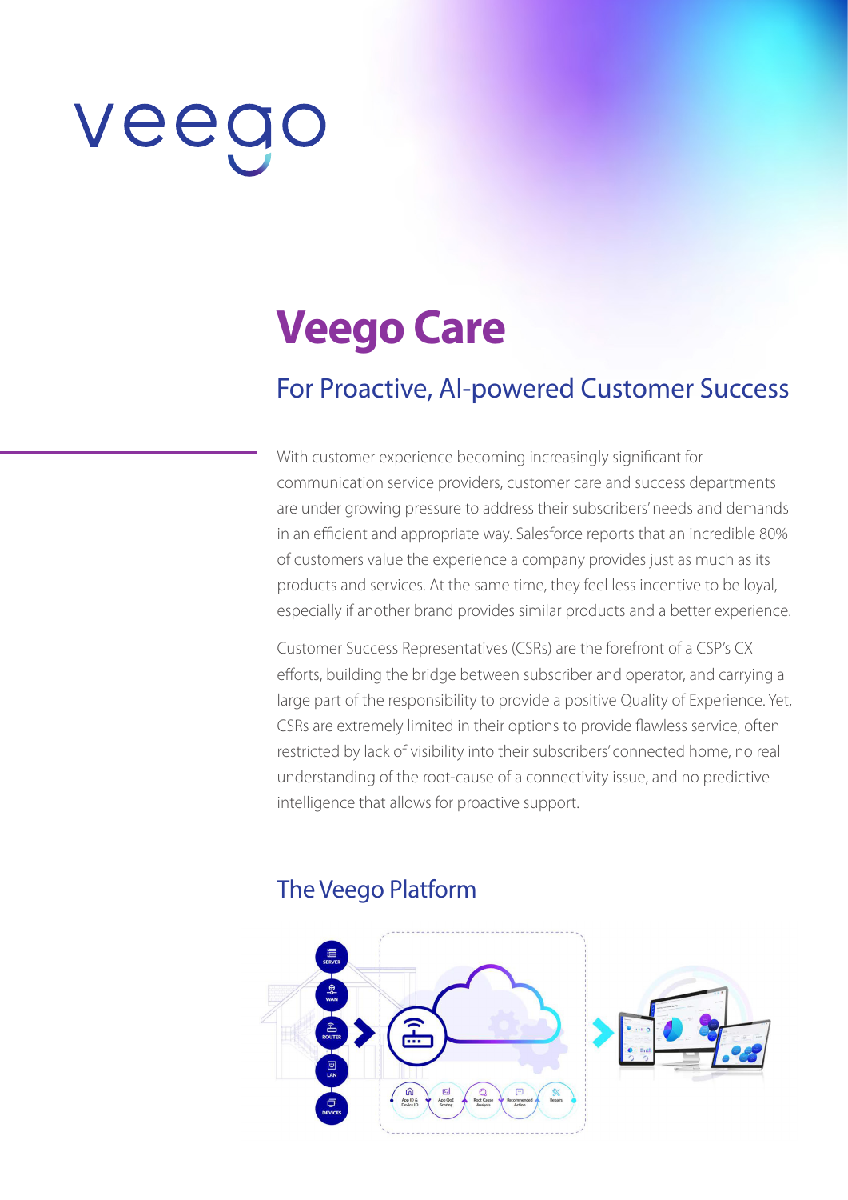veego

# Veego Care

## For Proactive, AI-powered Customer Success

With customer experience becoming increasingly significant for communication service providers, customer care and success departments are under growing pressure to address their subscribers' needs and demands in an efficient and appropriate way. Salesforce reports that an incredible 80% of customers value the experience a company provides just as much as its products and services. At the same time, they feel less incentive to be loyal, especially if another brand provides similar products and a better experience.

Customer Success Representatives (CSRs) are the forefront of a CSP's CX efforts, building the bridge between subscriber and operator, and carrying a large part of the responsibility to provide a positive Quality of Experience. Yet, CSRs are extremely limited in their options to provide flawless service, often restricted by lack of visibility into their subscribers' connected home, no real understanding of the root-cause of a connectivity issue, and no predictive intelligence that allows for proactive support.

## The Veego Platform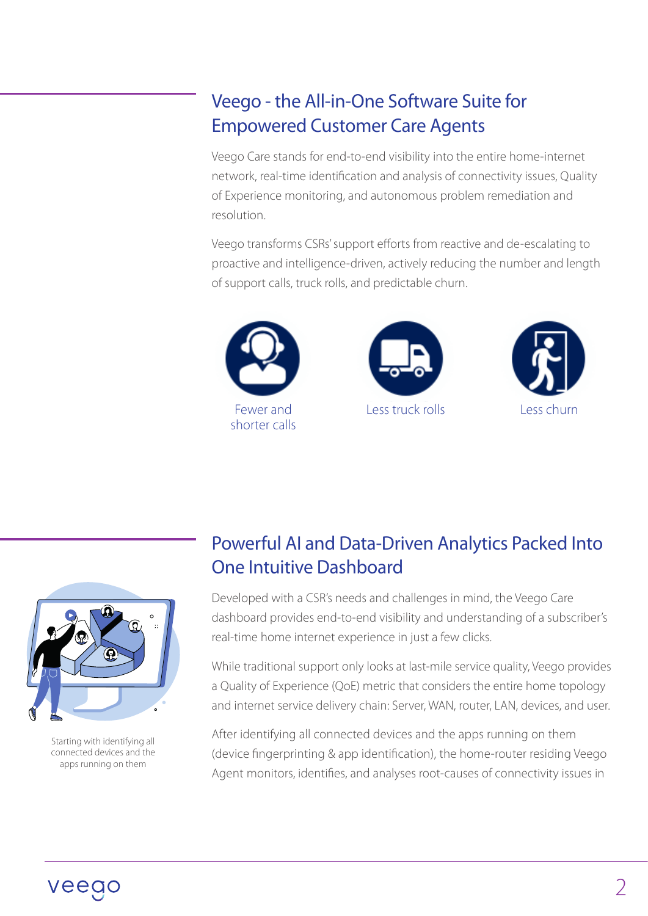## Veego - the All-in-One Software Suite for Empowered Customer Care Agents

Veego Care stands for end-to-end visibility into the entire home-internet network, real-time identification and analysis of connectivity issues, Quality of Experience monitoring, and autonomous problem remediation and resolution.

Veego transforms CSRs' support efforts from reactive and de-escalating to proactive and intelligence-driven, actively reducing the number and length of support calls, truck rolls, and predictable churn.

Fewer and shorter calls

Less truck rolls

Less churn

## Powerful AI and Data-Driven Analytics Packed Into One Intuitive Dashboard

Starting with identifying all connected devices and the apps running on them

Developed with a CSR's needs and challenges in mind, the Veego Care dashboard provides end-to-end visibility and understanding of a subscriber's real-time home internet experience in just a few clicks.

While traditional support only looks at last-mile service quality, Veego provides a Quality of Experience (QoE) metric that considers the entire home topology and internet service delivery chain: Server, WAN, router, LAN, devices, and user.

After identifying all connected devices and the apps running on them (device fingerprinting & app identification), the home-router residing Veego Agent monitors, identifies, and analyses root-causes of connectivity issues in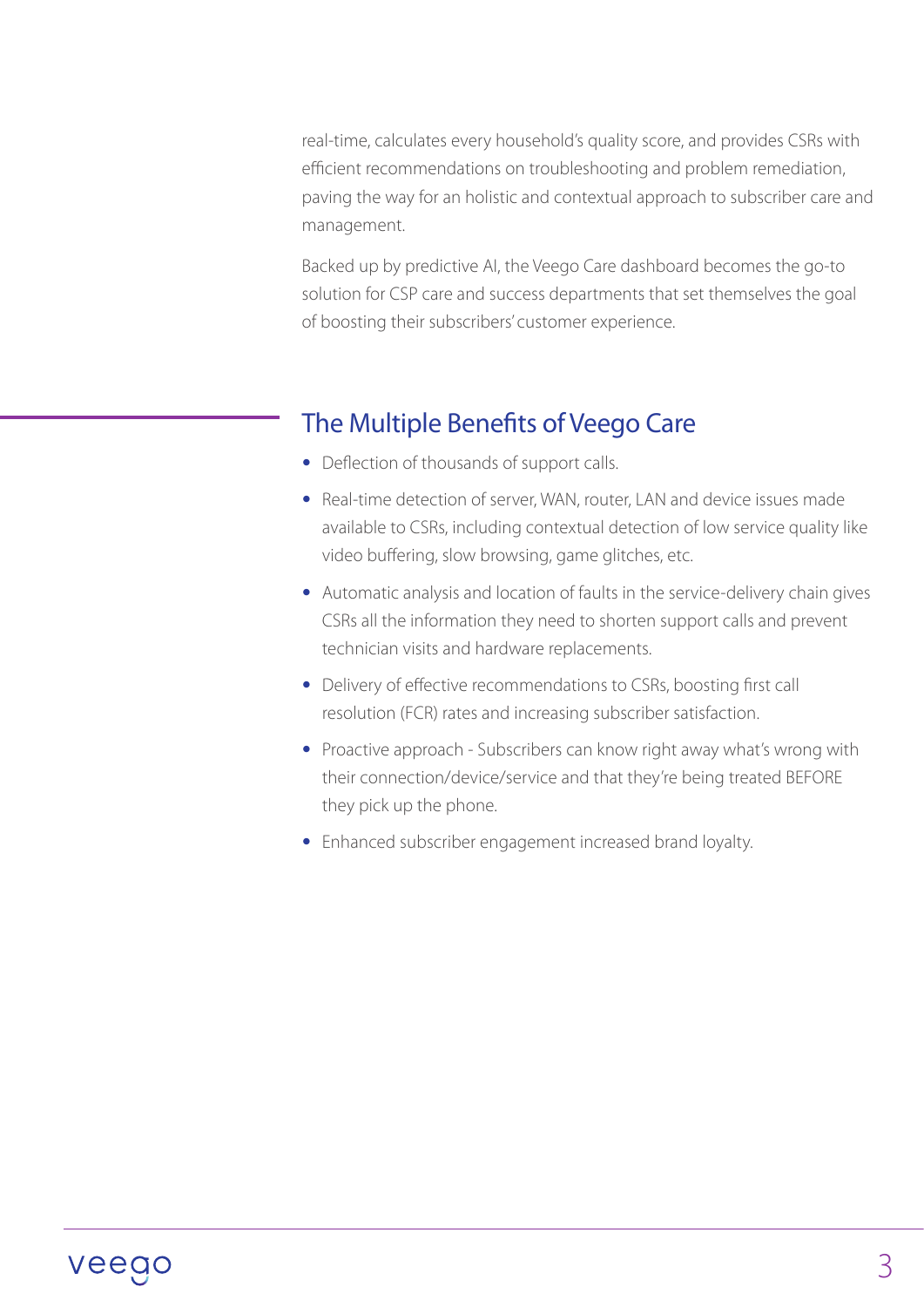real-time, calculates every household's quality score, and provides CSRs with efficient recommendations on troubleshooting and problem remediation, paving the way for an holistic and contextual approach to subscriber care and management.

Backed up by predictive AI, the Veego Care dashboard becomes the go-to solution for CSP care and success departments that set themselves the goal of boosting their subscribers' customer experience.

## The Multiple Benefits of Veego Care

- Deflection of thousands of support calls.
- Real-time detection of server, WAN, router, LAN and device issues made available to CSRs, including contextual detection of low service quality like video buffering, slow browsing, game glitches, etc.
- Automatic analysis and location of faults in the service-delivery chain gives CSRs all the information they need to shorten support calls and prevent technician visits and hardware replacements.
- Delivery of effective recommendations to CSRs, boosting first call resolution (FCR) rates and increasing subscriber satisfaction.
- Proactive approach - Subscribers can know right away what's wrong with their connection/device/service and that they're being treated BEFORE they pick up the phone.
- Enhanced subscriber engagement increased brand loyalty.